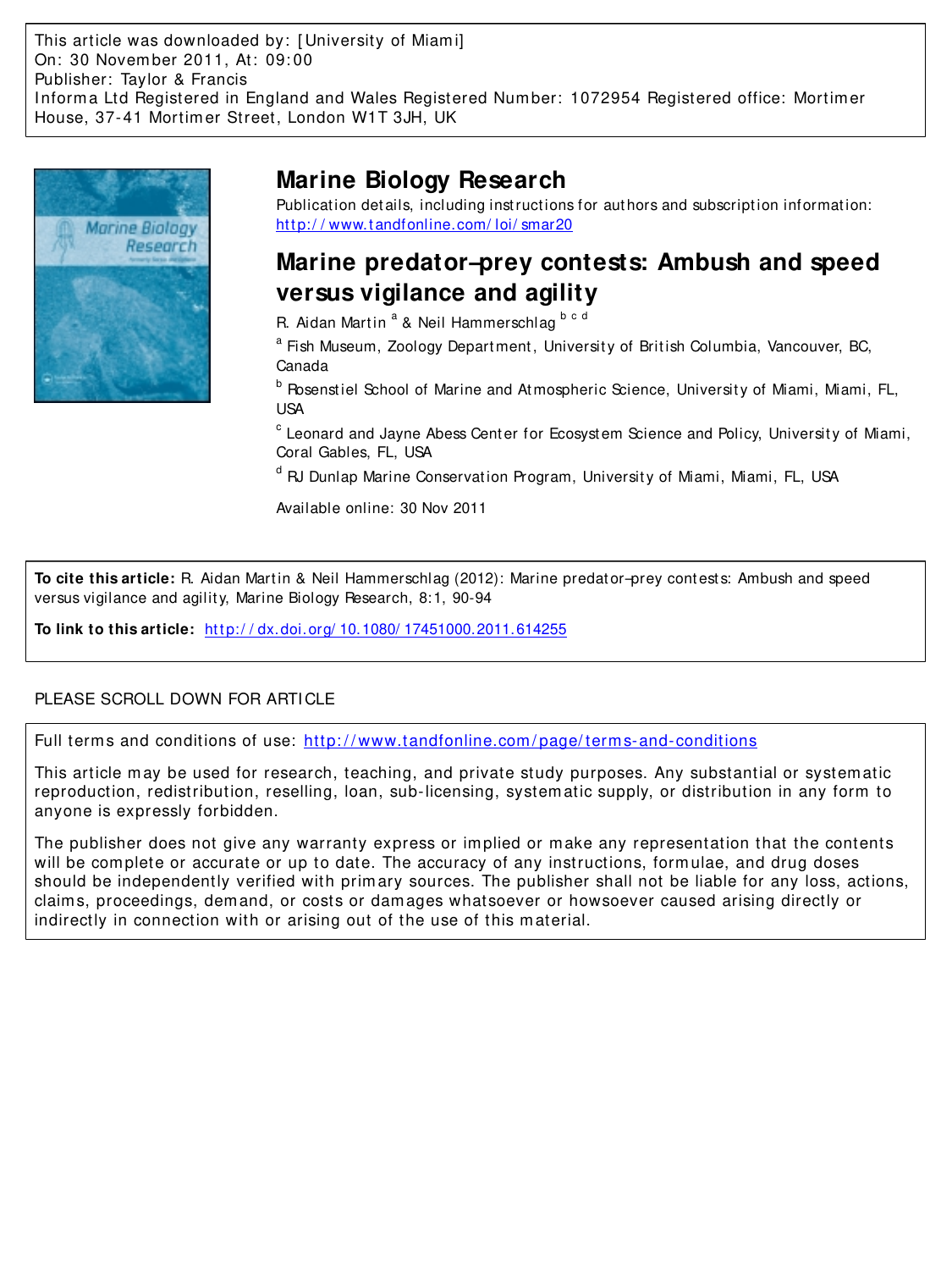This article was downloaded by: [University of Miami]
On: 30 November 2011, At: 09:00
Publisher: Taylor & Francis
Informa Ltd Registered in England and Wales Registered Number: 1072954 Registered office: Mortimer House, 37-41 Mortimer Street, London W1T 3JH, UK

# Marine Biology Research

Publication details, including instructions for authors and subscription information:
http://www.tandfonline.com/loi/smar20

## Marine predator–prey contests: Ambush and speed versus vigilance and agility

R. Aidan Martin [a] & Neil Hammerschlag [b c d]

[a] Fish Museum, Zoology Department, University of British Columbia, Vancouver, BC, Canada

[b] Rosenstiel School of Marine and Atmospheric Science, University of Miami, Miami, FL, USA

[c] Leonard and Jayne Abess Center for Ecosystem Science and Policy, University of Miami, Coral Gables, FL, USA

[d] RJ Dunlap Marine Conservation Program, University of Miami, Miami, FL, USA

Available online: 30 Nov 2011

**To cite this article:** R. Aidan Martin & Neil Hammerschlag (2012): Marine predator–prey contests: Ambush and speed versus vigilance and agility, Marine Biology Research, 8:1, 90-94

**To link to this article:** http://dx.doi.org/10.1080/17451000.2011.614255

PLEASE SCROLL DOWN FOR ARTICLE

Full terms and conditions of use: http://www.tandfonline.com/page/terms-and-conditions

This article may be used for research, teaching, and private study purposes. Any substantial or systematic reproduction, redistribution, reselling, loan, sub-licensing, systematic supply, or distribution in any form to anyone is expressly forbidden.

The publisher does not give any warranty express or implied or make any representation that the contents will be complete or accurate or up to date. The accuracy of any instructions, formulae, and drug doses should be independently verified with primary sources. The publisher shall not be liable for any loss, actions, claims, proceedings, demand, or costs or damages whatsoever or howsoever caused arising directly or indirectly in connection with or arising out of the use of this material.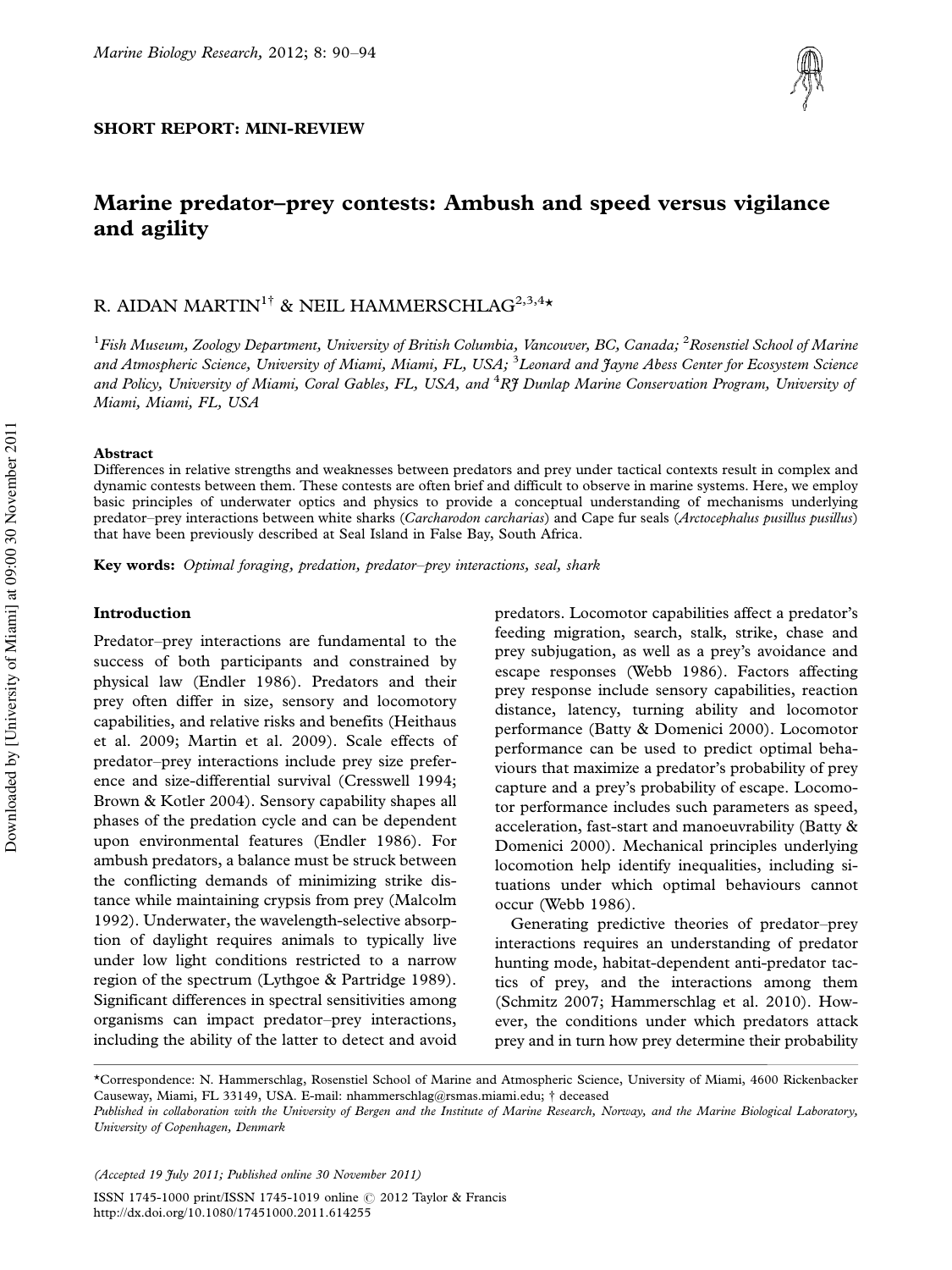SHORT REPORT: MINI-REVIEW

# Marine predator–prey contests: Ambush and speed versus vigilance and agility

R. AIDAN MARTIN[1†] & NEIL HAMMERSCHLAG[2,3,4*]

[1]*Fish Museum, Zoology Department, University of British Columbia, Vancouver, BC, Canada;* [2]*Rosenstiel School of Marine and Atmospheric Science, University of Miami, Miami, FL, USA;* [3]*Leonard and Jayne Abess Center for Ecosystem Science and Policy, University of Miami, Coral Gables, FL, USA, and* [4]*RJ Dunlap Marine Conservation Program, University of Miami, Miami, FL, USA*

## Abstract

Differences in relative strengths and weaknesses between predators and prey under tactical contexts result in complex and dynamic contests between them. These contests are often brief and difficult to observe in marine systems. Here, we employ basic principles of underwater optics and physics to provide a conceptual understanding of mechanisms underlying predator–prey interactions between white sharks (*Carcharodon carcharias*) and Cape fur seals (*Arctocephalus pusillus pusillus*) that have been previously described at Seal Island in False Bay, South Africa.

**Key words:** *Optimal foraging, predation, predator–prey interactions, seal, shark*

## Introduction

Predator–prey interactions are fundamental to the success of both participants and constrained by physical law (Endler 1986). Predators and their prey often differ in size, sensory and locomotory capabilities, and relative risks and benefits (Heithaus et al. 2009; Martin et al. 2009). Scale effects of predator–prey interactions include prey size preference and size-differential survival (Cresswell 1994; Brown & Kotler 2004). Sensory capability shapes all phases of the predation cycle and can be dependent upon environmental features (Endler 1986). For ambush predators, a balance must be struck between the conflicting demands of minimizing strike distance while maintaining crypsis from prey (Malcolm 1992). Underwater, the wavelength-selective absorption of daylight requires animals to typically live under low light conditions restricted to a narrow region of the spectrum (Lythgoe & Partridge 1989). Significant differences in spectral sensitivities among organisms can impact predator–prey interactions, including the ability of the latter to detect and avoid predators. Locomotor capabilities affect a predator's feeding migration, search, stalk, strike, chase and prey subjugation, as well as a prey's avoidance and escape responses (Webb 1986). Factors affecting prey response include sensory capabilities, reaction distance, latency, turning ability and locomotor performance (Batty & Domenici 2000). Locomotor performance can be used to predict optimal behaviours that maximize a predator's probability of prey capture and a prey's probability of escape. Locomotor performance includes such parameters as speed, acceleration, fast-start and manoeuvrability (Batty & Domenici 2000). Mechanical principles underlying locomotion help identify inequalities, including situations under which optimal behaviours cannot occur (Webb 1986).

Generating predictive theories of predator–prey interactions requires an understanding of predator hunting mode, habitat-dependent anti-predator tactics of prey, and the interactions among them (Schmitz 2007; Hammerschlag et al. 2010). However, the conditions under which predators attack prey and in turn how prey determine their probability

---

*Correspondence: N. Hammerschlag, Rosenstiel School of Marine and Atmospheric Science, University of Miami, 4600 Rickenbacker Causeway, Miami, FL 33149, USA. E-mail: nhammerschlag@rsmas.miami.edu; † deceased

*Published in collaboration with the University of Bergen and the Institute of Marine Research, Norway, and the Marine Biological Laboratory, University of Copenhagen, Denmark*

*(Accepted 19 July 2011; Published online 30 November 2011)*

ISSN 1745-1000 print/ISSN 1745-1019 online © 2012 Taylor & Francis
http://dx.doi.org/10.1080/17451000.2011.614255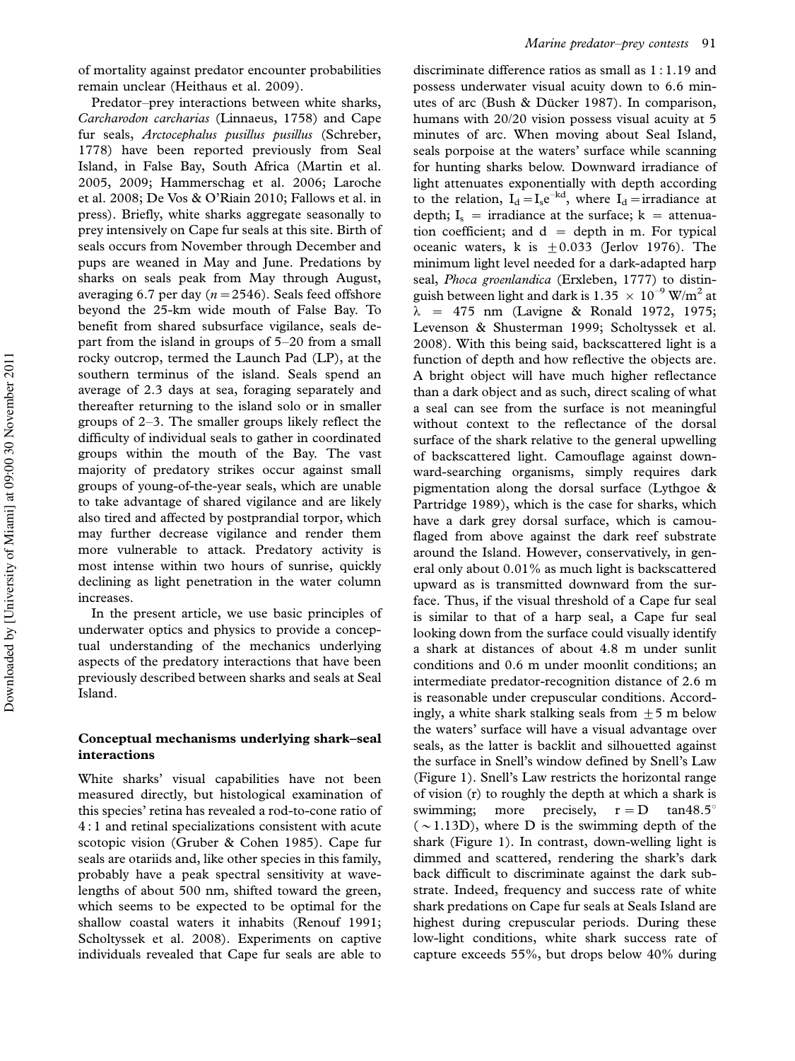of mortality against predator encounter probabilities remain unclear (Heithaus et al. 2009).

Predator–prey interactions between white sharks, *Carcharodon carcharias* (Linnaeus, 1758) and Cape fur seals, *Arctocephalus pusillus pusillus* (Schreber, 1778) have been reported previously from Seal Island, in False Bay, South Africa (Martin et al. 2005, 2009; Hammerschag et al. 2006; Laroche et al. 2008; De Vos & O'Riain 2010; Fallows et al. in press). Briefly, white sharks aggregate seasonally to prey intensively on Cape fur seals at this site. Birth of seals occurs from November through December and pups are weaned in May and June. Predations by sharks on seals peak from May through August, averaging 6.7 per day ($n = 2546$). Seals feed offshore beyond the 25-km wide mouth of False Bay. To benefit from shared subsurface vigilance, seals depart from the island in groups of 5–20 from a small rocky outcrop, termed the Launch Pad (LP), at the southern terminus of the island. Seals spend an average of 2.3 days at sea, foraging separately and thereafter returning to the island solo or in smaller groups of 2–3. The smaller groups likely reflect the difficulty of individual seals to gather in coordinated groups within the mouth of the Bay. The vast majority of predatory strikes occur against small groups of young-of-the-year seals, which are unable to take advantage of shared vigilance and are likely also tired and affected by postprandial torpor, which may further decrease vigilance and render them more vulnerable to attack. Predatory activity is most intense within two hours of sunrise, quickly declining as light penetration in the water column increases.

In the present article, we use basic principles of underwater optics and physics to provide a conceptual understanding of the mechanics underlying aspects of the predatory interactions that have been previously described between sharks and seals at Seal Island.

## Conceptual mechanisms underlying shark–seal interactions

White sharks' visual capabilities have not been measured directly, but histological examination of this species' retina has revealed a rod-to-cone ratio of 4 : 1 and retinal specializations consistent with acute scotopic vision (Gruber & Cohen 1985). Cape fur seals are otariids and, like other species in this family, probably have a peak spectral sensitivity at wavelengths of about 500 nm, shifted toward the green, which seems to be expected to be optimal for the shallow coastal waters it inhabits (Renouf 1991; Scholtyssek et al. 2008). Experiments on captive individuals revealed that Cape fur seals are able to discriminate difference ratios as small as 1 : 1.19 and possess underwater visual acuity down to 6.6 minutes of arc (Bush & Dücker 1987). In comparison, humans with 20/20 vision possess visual acuity at 5 minutes of arc. When moving about Seal Island, seals porpoise at the waters' surface while scanning for hunting sharks below. Downward irradiance of light attenuates exponentially with depth according to the relation, $I_d = I_s e^{-kd}$, where $I_d$ = irradiance at depth; $I_s$ = irradiance at the surface; $k$ = attenuation coefficient; and $d$ = depth in m. For typical oceanic waters, $k$ is $\pm 0.033$ (Jerlov 1976). The minimum light level needed for a dark-adapted harp seal, *Phoca groenlandica* (Erxleben, 1777) to distinguish between light and dark is $1.35 \times 10^{-9}$ W/m$^2$ at $\lambda = 475$ nm (Lavigne & Ronald 1972, 1975; Levenson & Shusterman 1999; Scholtyssek et al. 2008). With this being said, backscattered light is a function of depth and how reflective the objects are. A bright object will have much higher reflectance than a dark object and as such, direct scaling of what a seal can see from the surface is not meaningful without context to the reflectance of the dorsal surface of the shark relative to the general upwelling of backscattered light. Camouflage against downward-searching organisms, simply requires dark pigmentation along the dorsal surface (Lythgoe & Partridge 1989), which is the case for sharks, which have a dark grey dorsal surface, which is camouflaged from above against the dark reef substrate around the Island. However, conservatively, in general only about 0.01% as much light is backscattered upward as is transmitted downward from the surface. Thus, if the visual threshold of a Cape fur seal is similar to that of a harp seal, a Cape fur seal looking down from the surface could visually identify a shark at distances of about 4.8 m under sunlit conditions and 0.6 m under moonlit conditions; an intermediate predator-recognition distance of 2.6 m is reasonable under crepuscular conditions. Accordingly, a white shark stalking seals from $\pm 5$ m below the waters' surface will have a visual advantage over seals, as the latter is backlit and silhouetted against the surface in Snell's window defined by Snell's Law (Figure 1). Snell's Law restricts the horizontal range of vision ($r$) to roughly the depth at which a shark is swimming; more precisely, $r = D \tan 48.5°$ ($\sim 1.13D$), where $D$ is the swimming depth of the shark (Figure 1). In contrast, down-welling light is dimmed and scattered, rendering the shark's dark back difficult to discriminate against the dark substrate. Indeed, frequency and success rate of white shark predations on Cape fur seals at Seals Island are highest during crepuscular periods. During these low-light conditions, white shark success rate of capture exceeds 55%, but drops below 40% during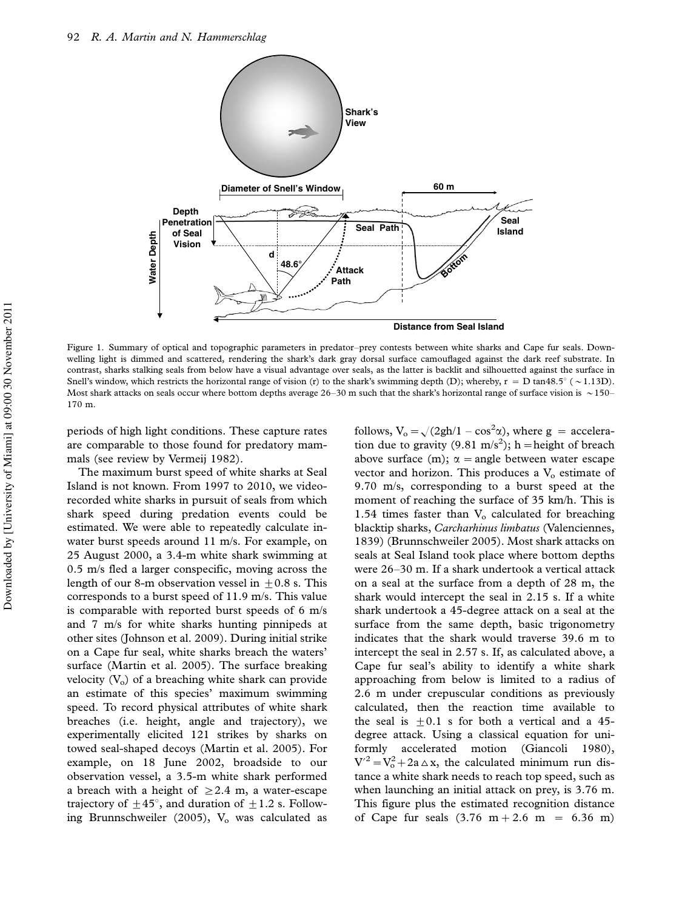Figure 1. Summary of optical and topographic parameters in predator–prey contests between white sharks and Cape fur seals. Downwelling light is dimmed and scattered, rendering the shark's dark gray dorsal surface camouflaged against the dark reef substrate. In contrast, sharks stalking seals from below have a visual advantage over seals, as the latter is backlit and silhouetted against the surface in Snell's window, which restricts the horizontal range of vision (r) to the shark's swimming depth (D); whereby, $r = D \tan 48.5°$ ($\sim 1.13D$). Most shark attacks on seals occur where bottom depths average 26–30 m such that the shark's horizontal range of surface vision is ~150–170 m.

periods of high light conditions. These capture rates are comparable to those found for predatory mammals (see review by Vermeij 1982).

The maximum burst speed of white sharks at Seal Island is not known. From 1997 to 2010, we video-recorded white sharks in pursuit of seals from which shark speed during predation events could be estimated. We were able to repeatedly calculate in-water burst speeds around 11 m/s. For example, on 25 August 2000, a 3.4-m white shark swimming at 0.5 m/s fled a larger conspecific, moving across the length of our 8-m observation vessel in ±0.8 s. This corresponds to a burst speed of 11.9 m/s. This value is comparable with reported burst speeds of 6 m/s and 7 m/s for white sharks hunting pinnipeds at other sites (Johnson et al. 2009). During initial strike on a Cape fur seal, white sharks breach the waters' surface (Martin et al. 2005). The surface breaking velocity ($V_o$) of a breaching white shark can provide an estimate of this species' maximum swimming speed. To record physical attributes of white shark breaches (i.e. height, angle and trajectory), we experimentally elicited 121 strikes by sharks on towed seal-shaped decoys (Martin et al. 2005). For example, on 18 June 2002, broadside to our observation vessel, a 3.5-m white shark performed a breach with a height of ≥2.4 m, a water-escape trajectory of ±45°, and duration of ±1.2 s. Following Brunnschweiler (2005), $V_o$ was calculated as follows, $V_o = \sqrt{(2gh/1 - \cos^2\alpha)}$, where g = acceleration due to gravity (9.81 m/s$^2$); h = height of breach above surface (m); $\alpha$ = angle between water escape vector and horizon. This produces a $V_o$ estimate of 9.70 m/s, corresponding to a burst speed at the moment of reaching the surface of 35 km/h. This is 1.54 times faster than $V_o$ calculated for breaching blacktip sharks, *Carcharhinus limbatus* (Valenciennes, 1839) (Brunnschweiler 2005). Most shark attacks on seals at Seal Island took place where bottom depths were 26–30 m. If a shark undertook a vertical attack on a seal at the surface from a depth of 28 m, the shark would intercept the seal in 2.15 s. If a white shark undertook a 45-degree attack on a seal at the surface from the same depth, basic trigonometry indicates that the shark would traverse 39.6 m to intercept the seal in 2.57 s. If, as calculated above, a Cape fur seal's ability to identify a white shark approaching from below is limited to a radius of 2.6 m under crepuscular conditions as previously calculated, then the reaction time available to the seal is ±0.1 s for both a vertical and a 45-degree attack. Using a classical equation for uniformly accelerated motion (Giancoli 1980), $V'^2 = V_o^2 + 2a\Delta x$, the calculated minimum run distance a white shark needs to reach top speed, such as when launching an initial attack on prey, is 3.76 m. This figure plus the estimated recognition distance of Cape fur seals (3.76 m + 2.6 m = 6.36 m)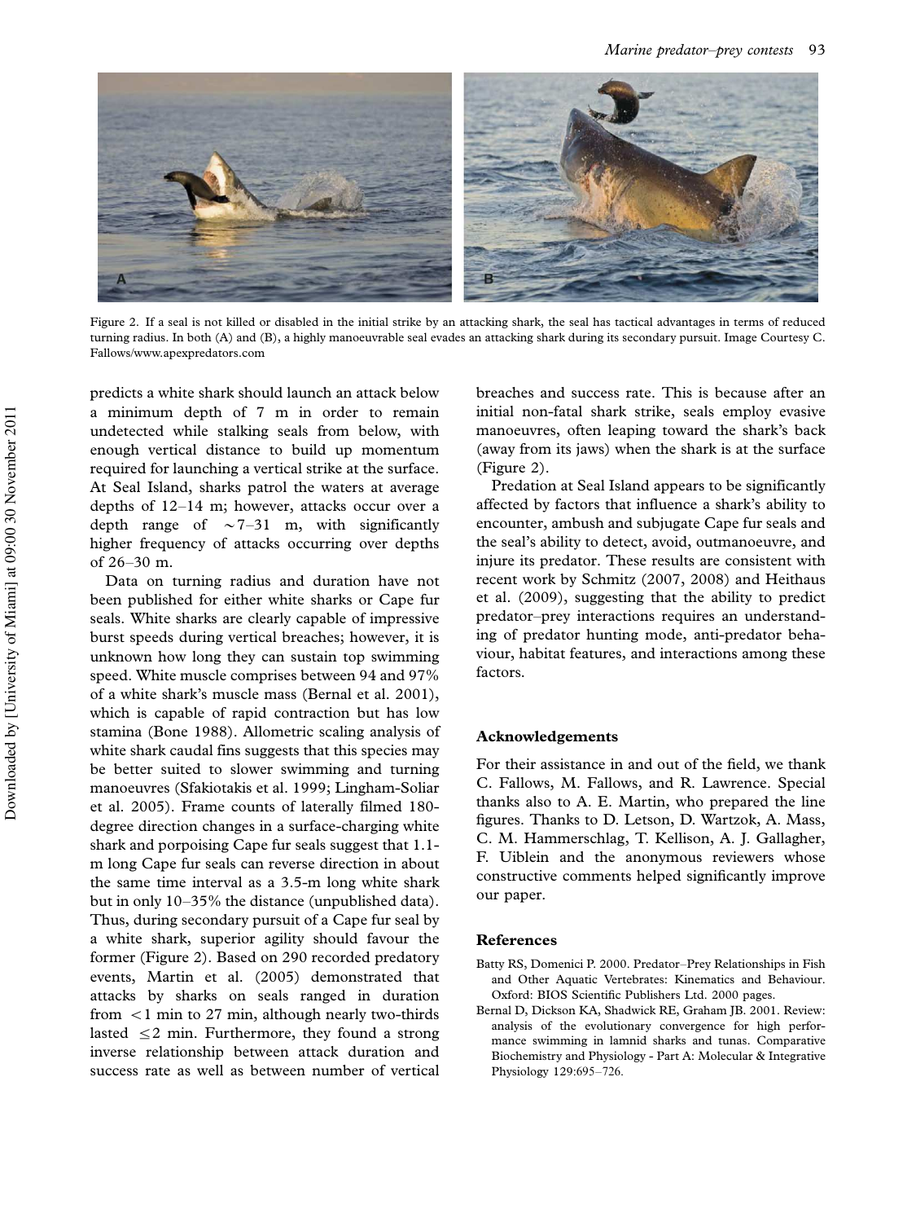Figure 2. If a seal is not killed or disabled in the initial strike by an attacking shark, the seal has tactical advantages in terms of reduced turning radius. In both (A) and (B), a highly manoeuvrable seal evades an attacking shark during its secondary pursuit. Image Courtesy C. Fallows/www.apexpredators.com

predicts a white shark should launch an attack below a minimum depth of 7 m in order to remain undetected while stalking seals from below, with enough vertical distance to build up momentum required for launching a vertical strike at the surface. At Seal Island, sharks patrol the waters at average depths of 12–14 m; however, attacks occur over a depth range of ~7–31 m, with significantly higher frequency of attacks occurring over depths of 26–30 m.

Data on turning radius and duration have not been published for either white sharks or Cape fur seals. White sharks are clearly capable of impressive burst speeds during vertical breaches; however, it is unknown how long they can sustain top swimming speed. White muscle comprises between 94 and 97% of a white shark's muscle mass (Bernal et al. 2001), which is capable of rapid contraction but has low stamina (Bone 1988). Allometric scaling analysis of white shark caudal fins suggests that this species may be better suited to slower swimming and turning manoeuvres (Sfakiotakis et al. 1999; Lingham-Soliar et al. 2005). Frame counts of laterally filmed 180-degree direction changes in a surface-charging white shark and porpoising Cape fur seals suggest that 1.1-m long Cape fur seals can reverse direction in about the same time interval as a 3.5-m long white shark but in only 10–35% the distance (unpublished data). Thus, during secondary pursuit of a Cape fur seal by a white shark, superior agility should favour the former (Figure 2). Based on 290 recorded predatory events, Martin et al. (2005) demonstrated that attacks by sharks on seals ranged in duration from <1 min to 27 min, although nearly two-thirds lasted ≤2 min. Furthermore, they found a strong inverse relationship between attack duration and success rate as well as between number of vertical breaches and success rate. This is because after an initial non-fatal shark strike, seals employ evasive manoeuvres, often leaping toward the shark's back (away from its jaws) when the shark is at the surface (Figure 2).

Predation at Seal Island appears to be significantly affected by factors that influence a shark's ability to encounter, ambush and subjugate Cape fur seals and the seal's ability to detect, avoid, outmanoeuvre, and injure its predator. These results are consistent with recent work by Schmitz (2007, 2008) and Heithaus et al. (2009), suggesting that the ability to predict predator–prey interactions requires an understanding of predator hunting mode, anti-predator behaviour, habitat features, and interactions among these factors.

## Acknowledgements

For their assistance in and out of the field, we thank C. Fallows, M. Fallows, and R. Lawrence. Special thanks also to A. E. Martin, who prepared the line figures. Thanks to D. Letson, D. Wartzok, A. Mass, C. M. Hammerschlag, T. Kellison, A. J. Gallagher, F. Uiblein and the anonymous reviewers whose constructive comments helped significantly improve our paper.

## References

Batty RS, Domenici P. 2000. Predator–Prey Relationships in Fish and Other Aquatic Vertebrates: Kinematics and Behaviour. Oxford: BIOS Scientific Publishers Ltd. 2000 pages.

Bernal D, Dickson KA, Shadwick RE, Graham JB. 2001. Review: analysis of the evolutionary convergence for high performance swimming in lamnid sharks and tunas. Comparative Biochemistry and Physiology - Part A: Molecular & Integrative Physiology 129:695–726.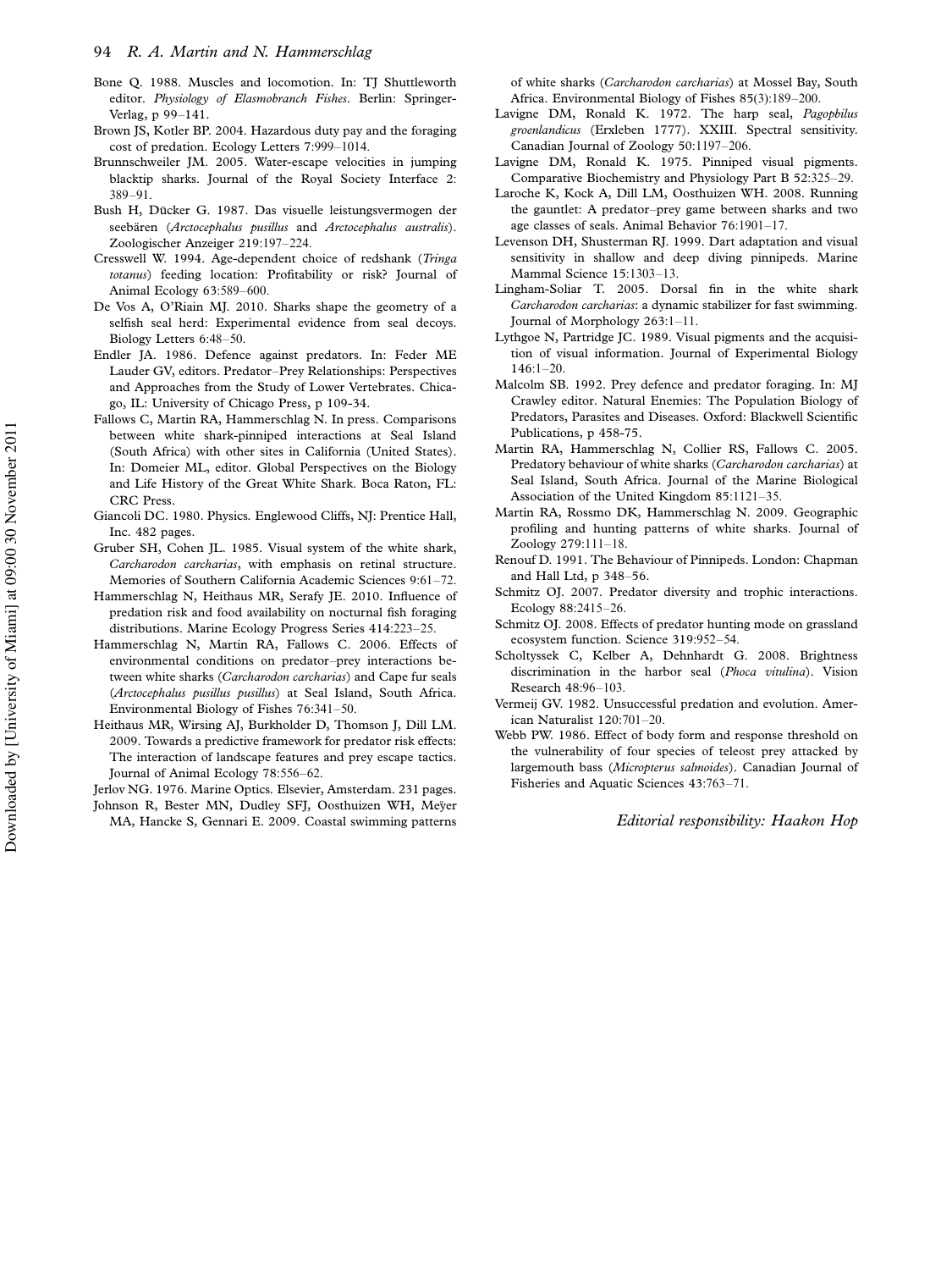Bone Q. 1988. Muscles and locomotion. In: TJ Shuttleworth editor. *Physiology of Elasmobranch Fishes*. Berlin: Springer-Verlag, p 99–141.

Brown JS, Kotler BP. 2004. Hazardous duty pay and the foraging cost of predation. Ecology Letters 7:999–1014.

Brunnschweiler JM. 2005. Water-escape velocities in jumping blacktip sharks. Journal of the Royal Society Interface 2: 389–91.

Bush H, Dücker G. 1987. Das visuelle leistungsvermogen der seebären (*Arctocephalus pusillus* and *Arctocephalus australis*). Zoologischer Anzeiger 219:197–224.

Cresswell W. 1994. Age-dependent choice of redshank (*Tringa totanus*) feeding location: Profitability or risk? Journal of Animal Ecology 63:589–600.

De Vos A, O'Riain MJ. 2010. Sharks shape the geometry of a selfish seal herd: Experimental evidence from seal decoys. Biology Letters 6:48–50.

Endler JA. 1986. Defence against predators. In: Feder ME Lauder GV, editors. Predator–Prey Relationships: Perspectives and Approaches from the Study of Lower Vertebrates. Chicago, IL: University of Chicago Press, p 109-34.

Fallows C, Martin RA, Hammerschlag N. In press. Comparisons between white shark-pinniped interactions at Seal Island (South Africa) with other sites in California (United States). In: Domeier ML, editor. Global Perspectives on the Biology and Life History of the Great White Shark. Boca Raton, FL: CRC Press.

Giancoli DC. 1980. Physics. Englewood Cliffs, NJ: Prentice Hall, Inc. 482 pages.

Gruber SH, Cohen JL. 1985. Visual system of the white shark, *Carcharodon carcharias*, with emphasis on retinal structure. Memories of Southern California Academic Sciences 9:61–72.

Hammerschlag N, Heithaus MR, Serafy JE. 2010. Influence of predation risk and food availability on nocturnal fish foraging distributions. Marine Ecology Progress Series 414:223–25.

Hammerschlag N, Martin RA, Fallows C. 2006. Effects of environmental conditions on predator–prey interactions between white sharks (*Carcharodon carcharias*) and Cape fur seals (*Arctocephalus pusillus pusillus*) at Seal Island, South Africa. Environmental Biology of Fishes 76:341–50.

Heithaus MR, Wirsing AJ, Burkholder D, Thomson J, Dill LM. 2009. Towards a predictive framework for predator risk effects: The interaction of landscape features and prey escape tactics. Journal of Animal Ecology 78:556–62.

Jerlov NG. 1976. Marine Optics. Elsevier, Amsterdam. 231 pages.

Johnson R, Bester MN, Dudley SFJ, Oosthuizen WH, Meÿer MA, Hancke S, Gennari E. 2009. Coastal swimming patterns of white sharks (*Carcharodon carcharias*) at Mossel Bay, South Africa. Environmental Biology of Fishes 85(3):189–200.

Lavigne DM, Ronald K. 1972. The harp seal, *Pagophilus groenlandicus* (Erxleben 1777). XXIII. Spectral sensitivity. Canadian Journal of Zoology 50:1197–206.

Lavigne DM, Ronald K. 1975. Pinniped visual pigments. Comparative Biochemistry and Physiology Part B 52:325–29.

Laroche K, Kock A, Dill LM, Oosthuizen WH. 2008. Running the gauntlet: A predator–prey game between sharks and two age classes of seals. Animal Behavior 76:1901–17.

Levenson DH, Shusterman RJ. 1999. Dart adaptation and visual sensitivity in shallow and deep diving pinnipeds. Marine Mammal Science 15:1303–13.

Lingham-Soliar T. 2005. Dorsal fin in the white shark *Carcharodon carcharias*: a dynamic stabilizer for fast swimming. Journal of Morphology 263:1–11.

Lythgoe N, Partridge JC. 1989. Visual pigments and the acquisition of visual information. Journal of Experimental Biology 146:1–20.

Malcolm SB. 1992. Prey defence and predator foraging. In: MJ Crawley editor. Natural Enemies: The Population Biology of Predators, Parasites and Diseases. Oxford: Blackwell Scientific Publications, p 458-75.

Martin RA, Hammerschlag N, Collier RS, Fallows C. 2005. Predatory behaviour of white sharks (*Carcharodon carcharias*) at Seal Island, South Africa. Journal of the Marine Biological Association of the United Kingdom 85:1121–35.

Martin RA, Rossmo DK, Hammerschlag N. 2009. Geographic profiling and hunting patterns of white sharks. Journal of Zoology 279:111–18.

Renouf D. 1991. The Behaviour of Pinnipeds. London: Chapman and Hall Ltd, p 348–56.

Schmitz OJ. 2007. Predator diversity and trophic interactions. Ecology 88:2415–26.

Schmitz OJ. 2008. Effects of predator hunting mode on grassland ecosystem function. Science 319:952–54.

Scholtyssek C, Kelber A, Dehnhardt G. 2008. Brightness discrimination in the harbor seal (*Phoca vitulina*). Vision Research 48:96–103.

Vermeij GV. 1982. Unsuccessful predation and evolution. American Naturalist 120:701–20.

Webb PW. 1986. Effect of body form and response threshold on the vulnerability of four species of teleost prey attacked by largemouth bass (*Micropterus salmoides*). Canadian Journal of Fisheries and Aquatic Sciences 43:763–71.

*Editorial responsibility: Haakon Hop*